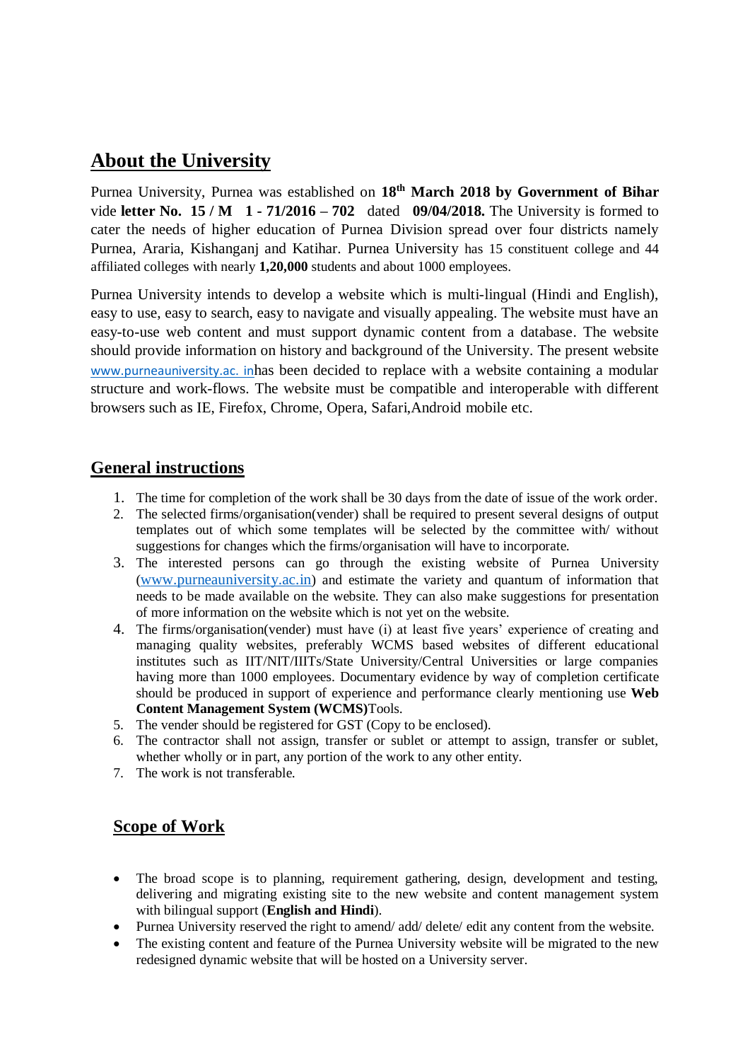## About the University

Purnea University, Purnea was established on **18th March 2018 by Government of Bihar** vide **letter No. 15 / M 1 - 71/2016 – 702** dated **09/04/2018.** The University is formed to cater the needs of higher education of Purnea Division spread over four districts namely Purnea, Araria, Kishanganj and Katihar. Purnea University has 15 constituent college and 44 affiliated colleges with nearly **1,20,000** students and about 1000 employees.

Purnea University intends to develop a website which is multi-lingual (Hindi and English), easy to use, easy to search, easy to navigate and visually appealing. The website must have an easy-to-use web content and must support dynamic content from a database. The website should provide information on history and background of the University. The present website www.purneauniversity.ac. inhas been decided to replace with a website containing a modular structure and work-flows. The website must be compatible and interoperable with different browsers such as IE, Firefox, Chrome, Opera, Safari,Android mobile etc.

## General instructions

1. The time for completion of the work shall be 30 days from the date of issue of the work order.
2. The selected firms/organisation(vender) shall be required to present several designs of output templates out of which some templates will be selected by the committee with/ without suggestions for changes which the firms/organisation will have to incorporate.
3. The interested persons can go through the existing website of Purnea University (www.purneauniversity.ac.in) and estimate the variety and quantum of information that needs to be made available on the website. They can also make suggestions for presentation of more information on the website which is not yet on the website.
4. The firms/organisation(vender) must have (i) at least five years' experience of creating and managing quality websites, preferably WCMS based websites of different educational institutes such as IIT/NIT/IIITs/State University/Central Universities or large companies having more than 1000 employees. Documentary evidence by way of completion certificate should be produced in support of experience and performance clearly mentioning use **Web Content Management System (WCMS)**Tools.
5. The vender should be registered for GST (Copy to be enclosed).
6. The contractor shall not assign, transfer or sublet or attempt to assign, transfer or sublet, whether wholly or in part, any portion of the work to any other entity.
7. The work is not transferable.

## Scope of Work

- The broad scope is to planning, requirement gathering, design, development and testing, delivering and migrating existing site to the new website and content management system with bilingual support (**English and Hindi**).
- Purnea University reserved the right to amend/ add/ delete/ edit any content from the website.
- The existing content and feature of the Purnea University website will be migrated to the new redesigned dynamic website that will be hosted on a University server.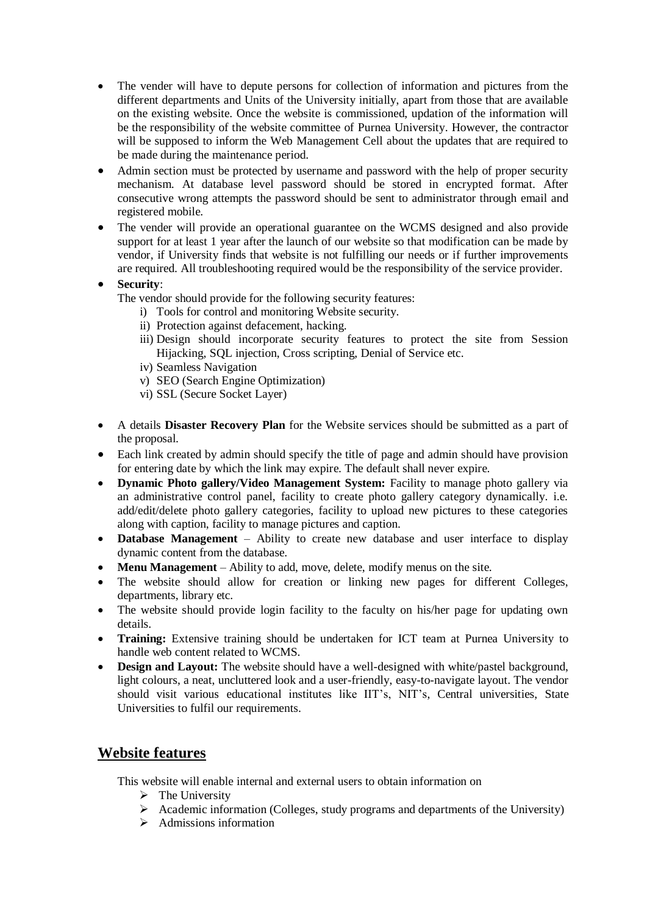- The vender will have to depute persons for collection of information and pictures from the different departments and Units of the University initially, apart from those that are available on the existing website. Once the website is commissioned, updation of the information will be the responsibility of the website committee of Purnea University. However, the contractor will be supposed to inform the Web Management Cell about the updates that are required to be made during the maintenance period.
- Admin section must be protected by username and password with the help of proper security mechanism. At database level password should be stored in encrypted format. After consecutive wrong attempts the password should be sent to administrator through email and registered mobile.
- The vender will provide an operational guarantee on the WCMS designed and also provide support for at least 1 year after the launch of our website so that modification can be made by vendor, if University finds that website is not fulfilling our needs or if further improvements are required. All troubleshooting required would be the responsibility of the service provider.
- **Security**:
  The vendor should provide for the following security features:
    i) Tools for control and monitoring Website security.
    ii) Protection against defacement, hacking.
    iii) Design should incorporate security features to protect the site from Session Hijacking, SQL injection, Cross scripting, Denial of Service etc.
    iv) Seamless Navigation
    v) SEO (Search Engine Optimization)
    vi) SSL (Secure Socket Layer)
- A details **Disaster Recovery Plan** for the Website services should be submitted as a part of the proposal.
- Each link created by admin should specify the title of page and admin should have provision for entering date by which the link may expire. The default shall never expire.
- **Dynamic Photo gallery/Video Management System:** Facility to manage photo gallery via an administrative control panel, facility to create photo gallery category dynamically. i.e. add/edit/delete photo gallery categories, facility to upload new pictures to these categories along with caption, facility to manage pictures and caption.
- **Database Management** – Ability to create new database and user interface to display dynamic content from the database.
- **Menu Management** – Ability to add, move, delete, modify menus on the site.
- The website should allow for creation or linking new pages for different Colleges, departments, library etc.
- The website should provide login facility to the faculty on his/her page for updating own details.
- **Training:** Extensive training should be undertaken for ICT team at Purnea University to handle web content related to WCMS.
- **Design and Layout:** The website should have a well-designed with white/pastel background, light colours, a neat, uncluttered look and a user-friendly, easy-to-navigate layout. The vendor should visit various educational institutes like IIT's, NIT's, Central universities, State Universities to fulfil our requirements.

## Website features

This website will enable internal and external users to obtain information on

- The University
- Academic information (Colleges, study programs and departments of the University)
- Admissions information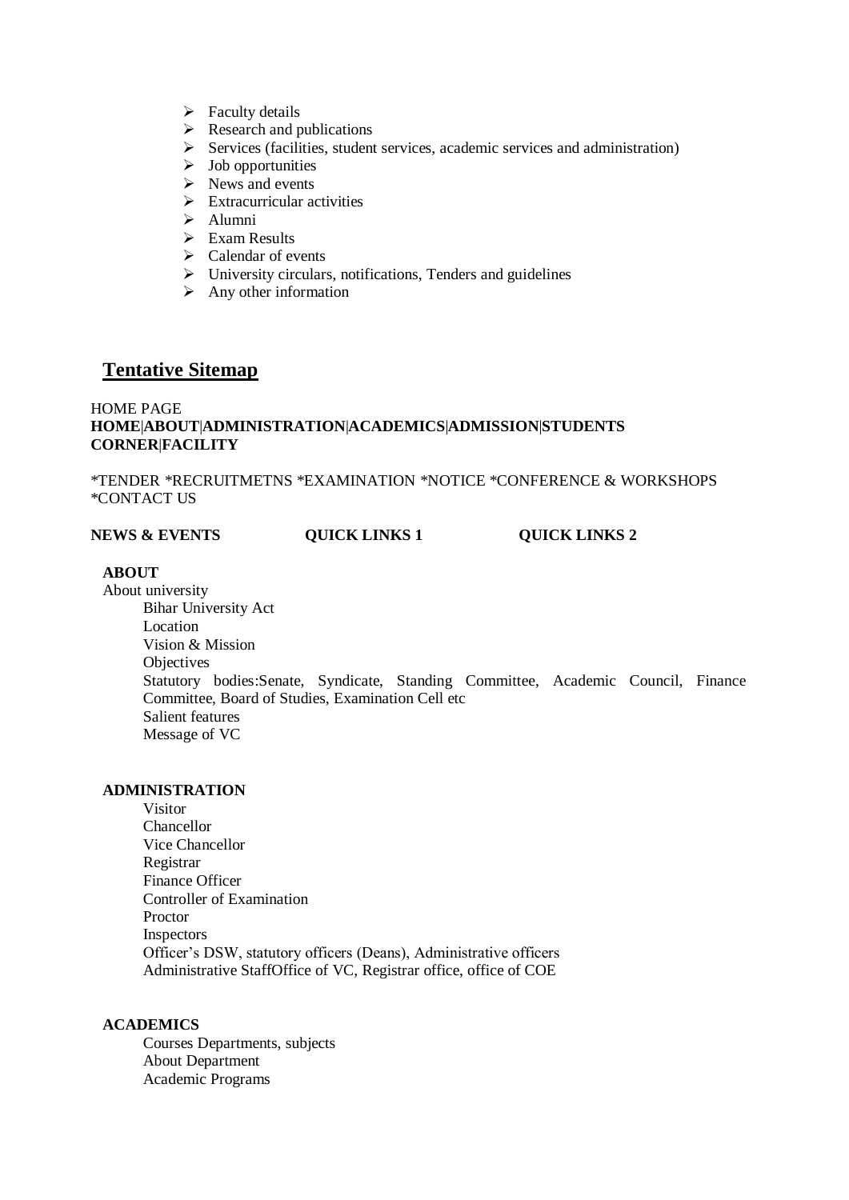- Faculty details
- Research and publications
- Services (facilities, student services, academic services and administration)
- Job opportunities
- News and events
- Extracurricular activities
- Alumni
- Exam Results
- Calendar of events
- University circulars, notifications, Tenders and guidelines
- Any other information

## Tentative Sitemap

HOME PAGE
**HOME|ABOUT|ADMINISTRATION|ACADEMICS|ADMISSION|STUDENTS CORNER|FACILITY**

*TENDER *RECRUITMETNS *EXAMINATION *NOTICE *CONFERENCE & WORKSHOPS *CONTACT US

**NEWS & EVENTS** **QUICK LINKS 1** **QUICK LINKS 2**

**ABOUT**

About university

- Bihar University Act
- Location
- Vision & Mission
- Objectives
- Statutory bodies:Senate, Syndicate, Standing Committee, Academic Council, Finance Committee, Board of Studies, Examination Cell etc
- Salient features
- Message of VC

**ADMINISTRATION**

- Visitor
- Chancellor
- Vice Chancellor
- Registrar
- Finance Officer
- Controller of Examination
- Proctor
- Inspectors
- Officer's DSW, statutory officers (Deans), Administrative officers
- Administrative StaffOffice of VC, Registrar office, office of COE

**ACADEMICS**

- Courses Departments, subjects
- About Department
- Academic Programs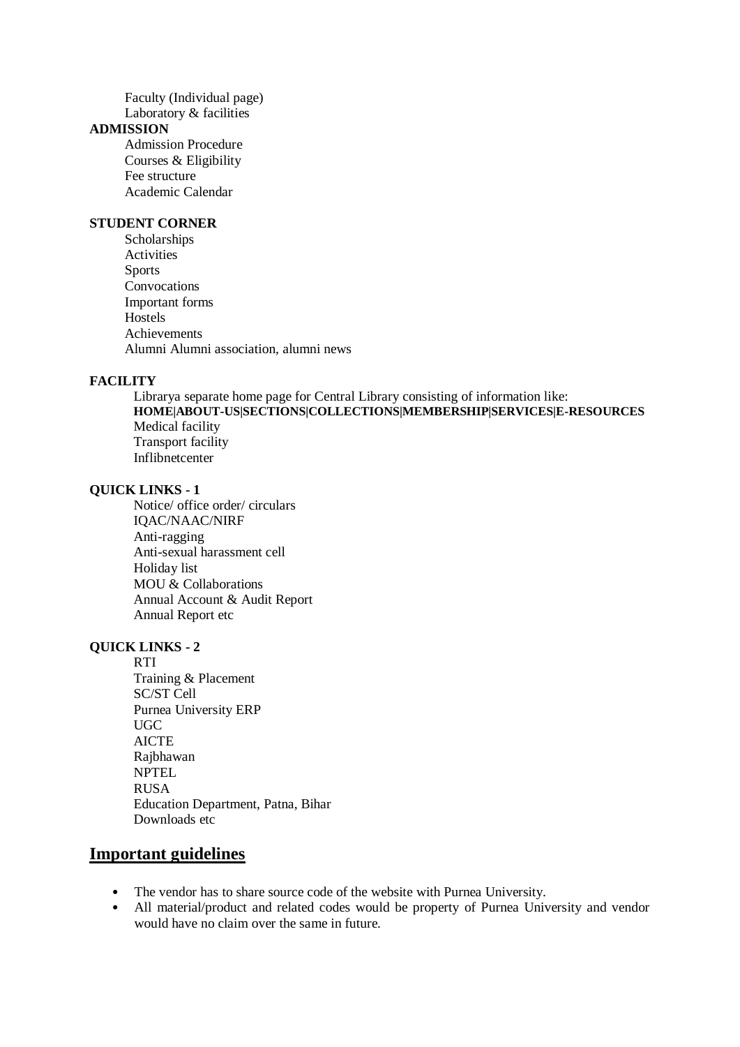Faculty (Individual page)
Laboratory & facilities

**ADMISSION**

Admission Procedure
Courses & Eligibility
Fee structure
Academic Calendar

**STUDENT CORNER**

Scholarships
Activities
Sports
Convocations
Important forms
Hostels
Achievements
Alumni Alumni association, alumni news

**FACILITY**

Librarya separate home page for Central Library consisting of information like:
**HOME|ABOUT-US|SECTIONS|COLLECTIONS|MEMBERSHIP|SERVICES|E-RESOURCES**
Medical facility
Transport facility
Inflibnetcenter

**QUICK LINKS - 1**

Notice/ office order/ circulars
IQAC/NAAC/NIRF
Anti-ragging
Anti-sexual harassment cell
Holiday list
MOU & Collaborations
Annual Account & Audit Report
Annual Report etc

**QUICK LINKS - 2**

RTI
Training & Placement
SC/ST Cell
Purnea University ERP
UGC
AICTE
Rajbhawan
NPTEL
RUSA
Education Department, Patna, Bihar
Downloads etc

## Important guidelines

- The vendor has to share source code of the website with Purnea University.
- All material/product and related codes would be property of Purnea University and vendor would have no claim over the same in future.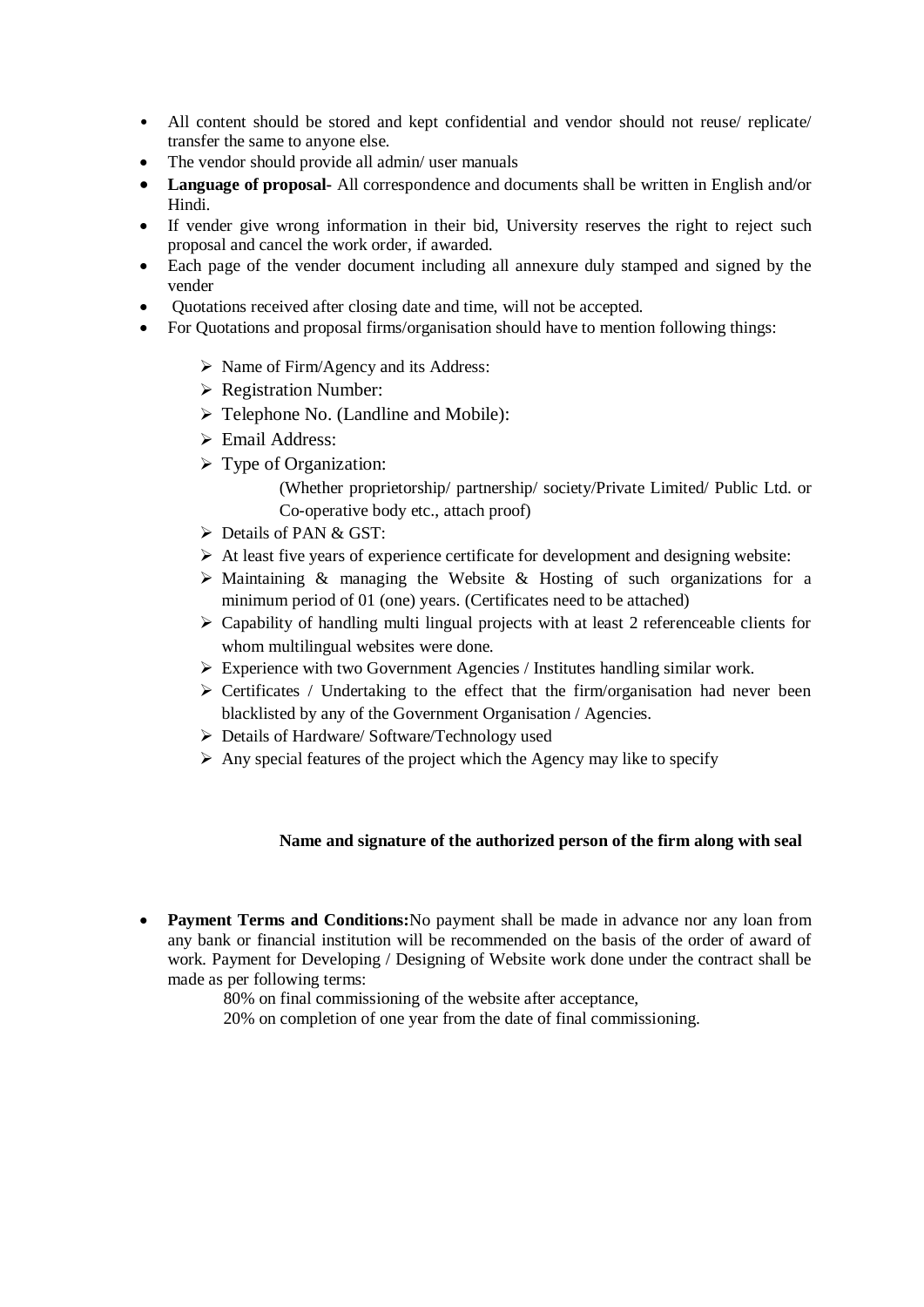- All content should be stored and kept confidential and vendor should not reuse/ replicate/ transfer the same to anyone else.
- The vendor should provide all admin/ user manuals
- **Language of proposal-** All correspondence and documents shall be written in English and/or Hindi.
- If vender give wrong information in their bid, University reserves the right to reject such proposal and cancel the work order, if awarded.
- Each page of the vender document including all annexure duly stamped and signed by the vender
- Quotations received after closing date and time, will not be accepted.
- For Quotations and proposal firms/organisation should have to mention following things:
  - Name of Firm/Agency and its Address:
  - Registration Number:
  - Telephone No. (Landline and Mobile):
  - Email Address:
  - Type of Organization:

    (Whether proprietorship/ partnership/ society/Private Limited/ Public Ltd. or Co-operative body etc., attach proof)
  - Details of PAN & GST:
  - At least five years of experience certificate for development and designing website:
  - Maintaining & managing the Website & Hosting of such organizations for a minimum period of 01 (one) years. (Certificates need to be attached)
  - Capability of handling multi lingual projects with at least 2 referenceable clients for whom multilingual websites were done.
  - Experience with two Government Agencies / Institutes handling similar work.
  - Certificates / Undertaking to the effect that the firm/organisation had never been blacklisted by any of the Government Organisation / Agencies.
  - Details of Hardware/ Software/Technology used
  - Any special features of the project which the Agency may like to specify

**Name and signature of the authorized person of the firm along with seal**

- **Payment Terms and Conditions:**No payment shall be made in advance nor any loan from any bank or financial institution will be recommended on the basis of the order of award of work. Payment for Developing / Designing of Website work done under the contract shall be made as per following terms:

  80% on final commissioning of the website after acceptance,

  20% on completion of one year from the date of final commissioning.